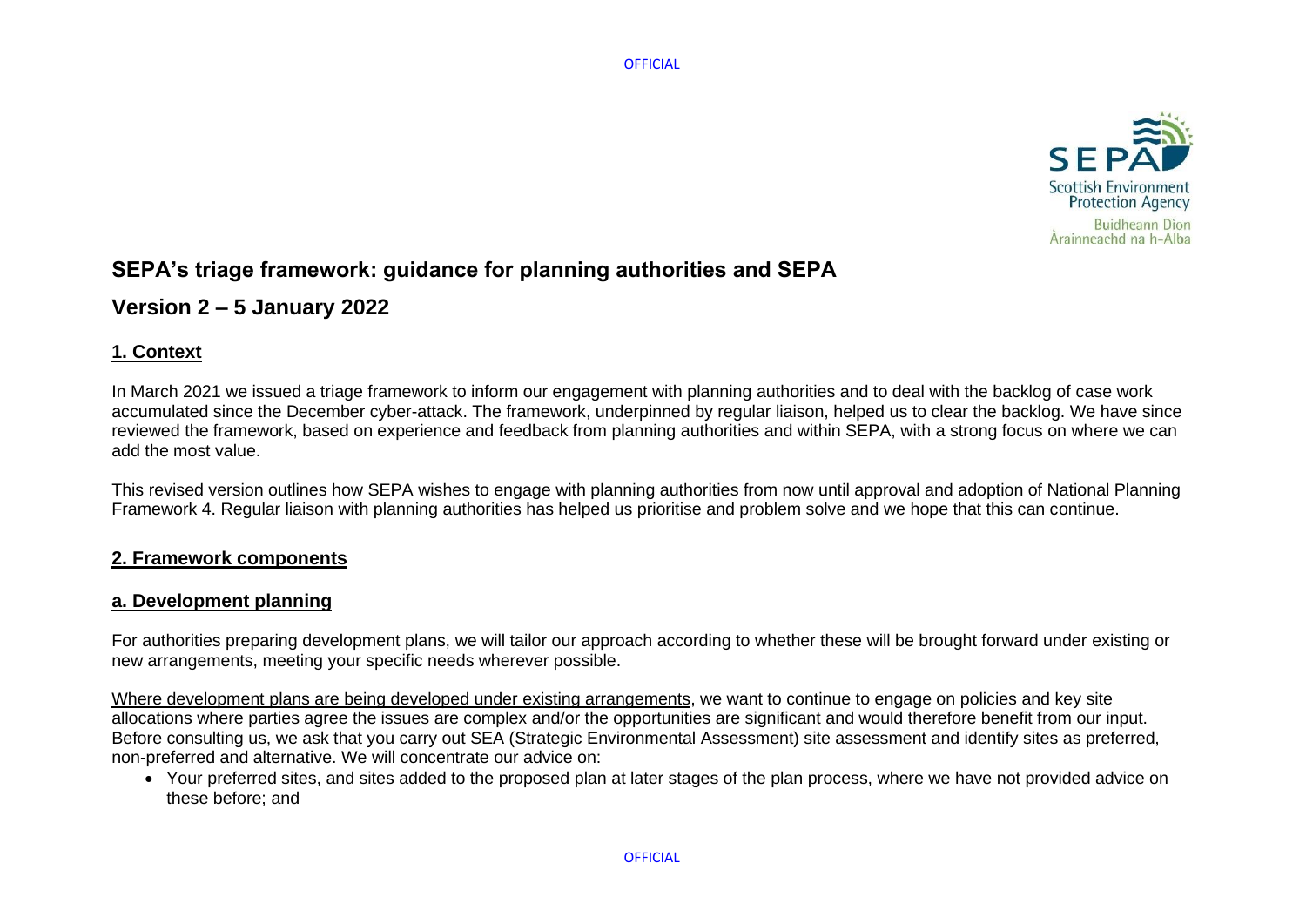# SEPA's triage framework: guidance for planning authorities and SEPA

## Version 2 – 5 January 2022

### 1. Context

In March 2021 we issued a triage framework to inform our engagement with planning authorities and to deal with the backlog of case work accumulated since the December cyber-attack. The framework, underpinned by regular liaison, helped us to clear the backlog. We have since reviewed the framework, based on experience and feedback from planning authorities and within SEPA, with a strong focus on where we can add the most value.

This revised version outlines how SEPA wishes to engage with planning authorities from now until approval and adoption of National Planning Framework 4. Regular liaison with planning authorities has helped us prioritise and problem solve and we hope that this can continue.

### 2. Framework components

### a. Development planning

For authorities preparing development plans, we will tailor our approach according to whether these will be brought forward under existing or new arrangements, meeting your specific needs wherever possible.

Where development plans are being developed under existing arrangements, we want to continue to engage on policies and key site allocations where parties agree the issues are complex and/or the opportunities are significant and would therefore benefit from our input. Before consulting us, we ask that you carry out SEA (Strategic Environmental Assessment) site assessment and identify sites as preferred, non-preferred and alternative. We will concentrate our advice on:

- Your preferred sites, and sites added to the proposed plan at later stages of the plan process, where we have not provided advice on these before; and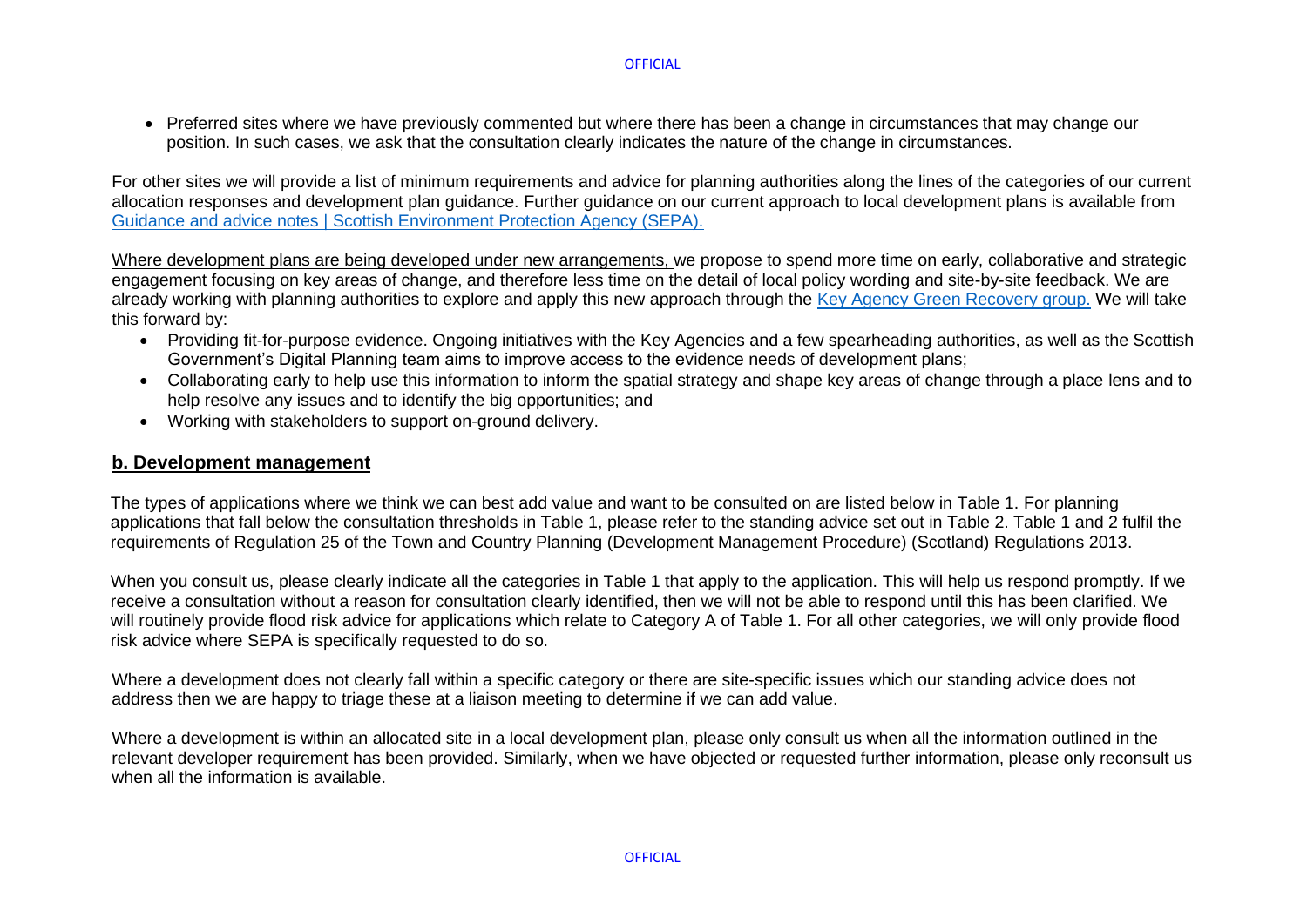- Preferred sites where we have previously commented but where there has been a change in circumstances that may change our position. In such cases, we ask that the consultation clearly indicates the nature of the change in circumstances.

For other sites we will provide a list of minimum requirements and advice for planning authorities along the lines of the categories of our current allocation responses and development plan guidance. Further guidance on our current approach to local development plans is available from [Guidance and advice notes | Scottish Environment Protection Agency (SEPA).]()

Where development plans are being developed under new arrangements, we propose to spend more time on early, collaborative and strategic engagement focusing on key areas of change, and therefore less time on the detail of local policy wording and site-by-site feedback. We are already working with planning authorities to explore and apply this new approach through the [Key Agency Green Recovery group.]() We will take this forward by:

- Providing fit-for-purpose evidence. Ongoing initiatives with the Key Agencies and a few spearheading authorities, as well as the Scottish Government's Digital Planning team aims to improve access to the evidence needs of development plans;
- Collaborating early to help use this information to inform the spatial strategy and shape key areas of change through a place lens and to help resolve any issues and to identify the big opportunities; and
- Working with stakeholders to support on-ground delivery.

## b. Development management

The types of applications where we think we can best add value and want to be consulted on are listed below in Table 1. For planning applications that fall below the consultation thresholds in Table 1, please refer to the standing advice set out in Table 2. Table 1 and 2 fulfil the requirements of Regulation 25 of the Town and Country Planning (Development Management Procedure) (Scotland) Regulations 2013.

When you consult us, please clearly indicate all the categories in Table 1 that apply to the application. This will help us respond promptly. If we receive a consultation without a reason for consultation clearly identified, then we will not be able to respond until this has been clarified. We will routinely provide flood risk advice for applications which relate to Category A of Table 1. For all other categories, we will only provide flood risk advice where SEPA is specifically requested to do so.

Where a development does not clearly fall within a specific category or there are site-specific issues which our standing advice does not address then we are happy to triage these at a liaison meeting to determine if we can add value.

Where a development is within an allocated site in a local development plan, please only consult us when all the information outlined in the relevant developer requirement has been provided. Similarly, when we have objected or requested further information, please only reconsult us when all the information is available.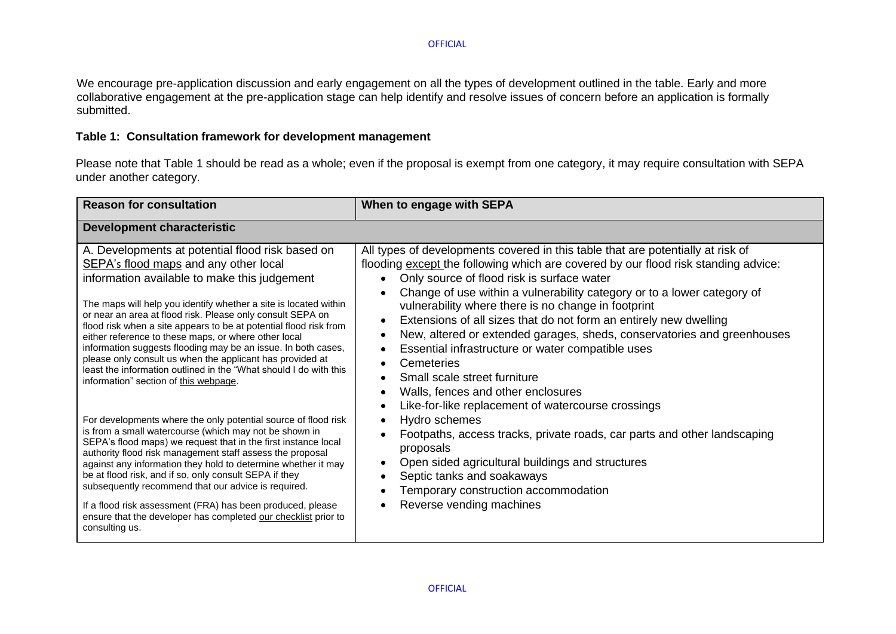We encourage pre-application discussion and early engagement on all the types of development outlined in the table. Early and more collaborative engagement at the pre-application stage can help identify and resolve issues of concern before an application is formally submitted.

**Table 1: Consultation framework for development management**

Please note that Table 1 should be read as a whole; even if the proposal is exempt from one category, it may require consultation with SEPA under another category.

| Reason for consultation | When to engage with SEPA |
|---|---|
| **Development characteristic** | |
| A. Developments at potential flood risk based on SEPA's flood maps and any other local information available to make this judgement<br><br>The maps will help you identify whether a site is located within or near an area at flood risk. Please only consult SEPA on flood risk when a site appears to be at potential flood risk from either reference to these maps, or where other local information suggests flooding may be an issue. In both cases, please only consult us when the applicant has provided at least the information outlined in the "What should I do with this information" section of this webpage.<br><br>For developments where the only potential source of flood risk is from a small watercourse (which may not be shown in SEPA's flood maps) we request that in the first instance local authority flood risk management staff assess the proposal against any information they hold to determine whether it may be at flood risk, and if so, only consult SEPA if they subsequently recommend that our advice is required.<br><br>If a flood risk assessment (FRA) has been produced, please ensure that the developer has completed our checklist prior to consulting us. | All types of developments covered in this table that are potentially at risk of flooding except the following which are covered by our flood risk standing advice:<br>• Only source of flood risk is surface water<br>• Change of use within a vulnerability category or to a lower category of vulnerability where there is no change in footprint<br>• Extensions of all sizes that do not form an entirely new dwelling<br>• New, altered or extended garages, sheds, conservatories and greenhouses<br>• Essential infrastructure or water compatible uses<br>• Cemeteries<br>• Small scale street furniture<br>• Walls, fences and other enclosures<br>• Like-for-like replacement of watercourse crossings<br>• Hydro schemes<br>• Footpaths, access tracks, private roads, car parts and other landscaping proposals<br>• Open sided agricultural buildings and structures<br>• Septic tanks and soakaways<br>• Temporary construction accommodation<br>• Reverse vending machines |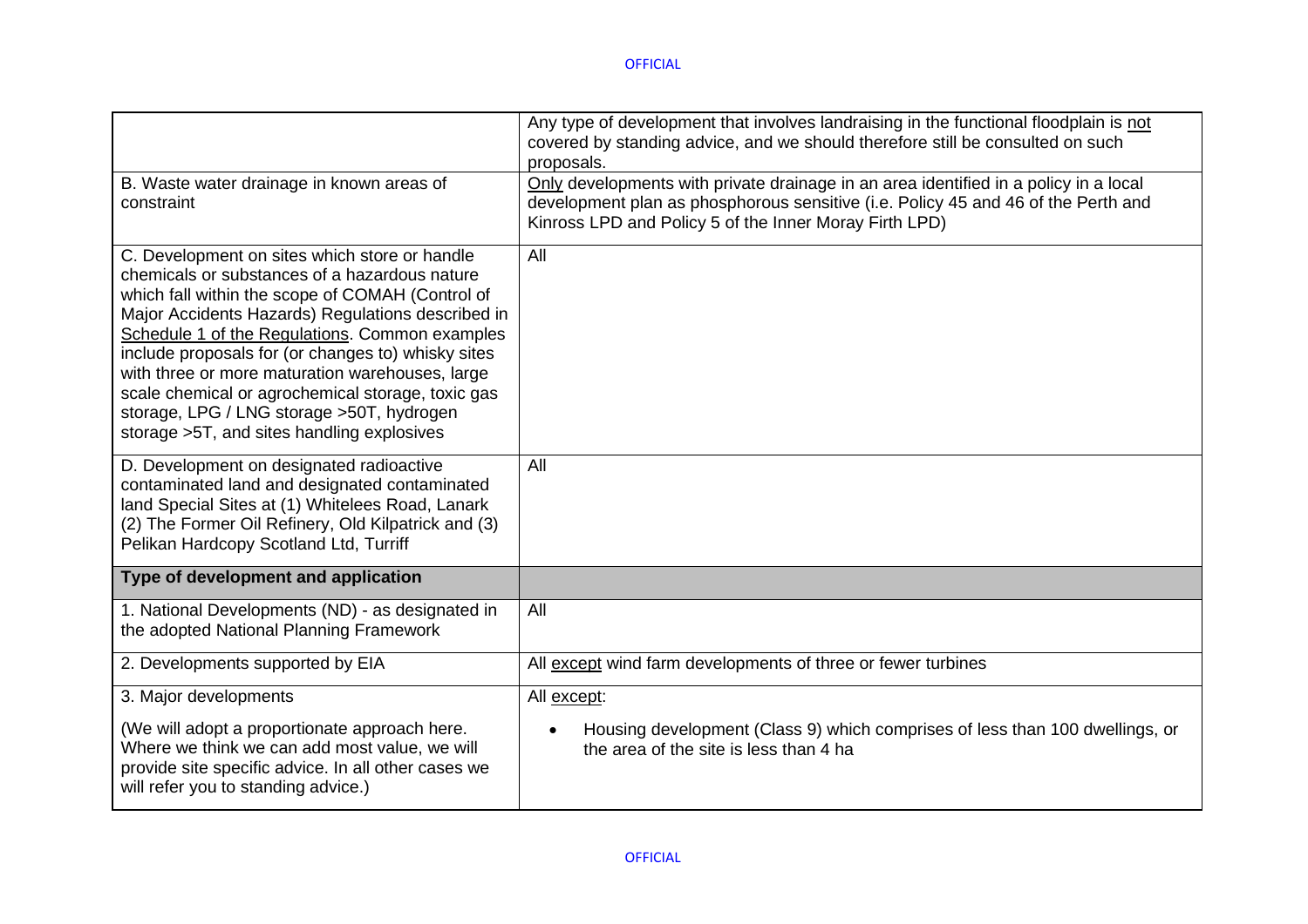| | |
|---|---|
| | Any type of development that involves landraising in the functional floodplain is not covered by standing advice, and we should therefore still be consulted on such proposals. |
| B. Waste water drainage in known areas of constraint | Only developments with private drainage in an area identified in a policy in a local development plan as phosphorous sensitive (i.e. Policy 45 and 46 of the Perth and Kinross LPD and Policy 5 of the Inner Moray Firth LPD) |
| C. Development on sites which store or handle chemicals or substances of a hazardous nature which fall within the scope of COMAH (Control of Major Accidents Hazards) Regulations described in Schedule 1 of the Regulations. Common examples include proposals for (or changes to) whisky sites with three or more maturation warehouses, large scale chemical or agrochemical storage, toxic gas storage, LPG / LNG storage >50T, hydrogen storage >5T, and sites handling explosives | All |
| D. Development on designated radioactive contaminated land and designated contaminated land Special Sites at (1) Whitelees Road, Lanark (2) The Former Oil Refinery, Old Kilpatrick and (3) Pelikan Hardcopy Scotland Ltd, Turriff | All |
| **Type of development and application** | |
| 1. National Developments (ND) - as designated in the adopted National Planning Framework | All |
| 2. Developments supported by EIA | All except wind farm developments of three or fewer turbines |
| 3. Major developments<br><br>(We will adopt a proportionate approach here. Where we think we can add most value, we will provide site specific advice. In all other cases we will refer you to standing advice.) | All except:<br><br>• Housing development (Class 9) which comprises of less than 100 dwellings, or the area of the site is less than 4 ha |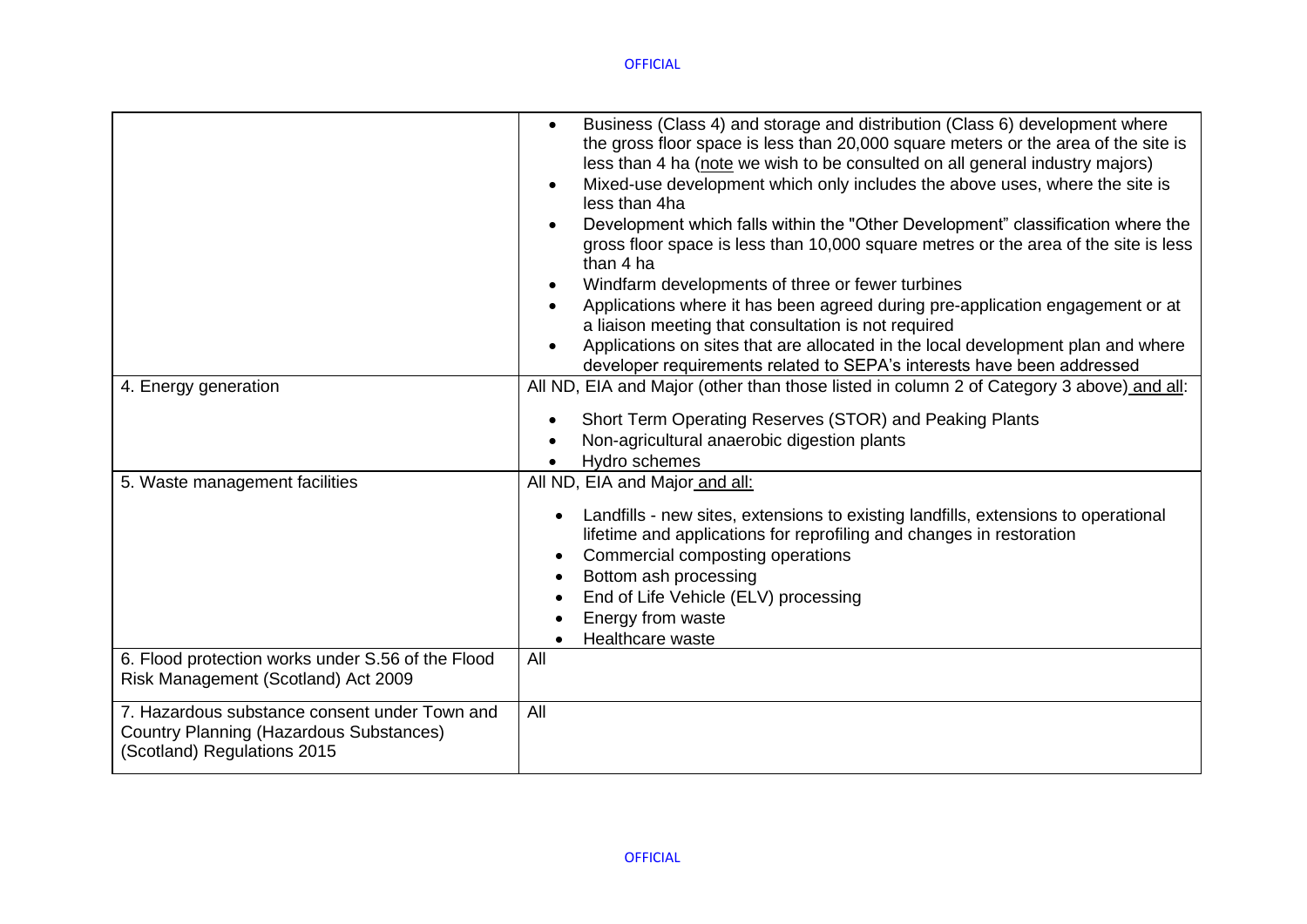| | |
|---|---|
| | • Business (Class 4) and storage and distribution (Class 6) development where the gross floor space is less than 20,000 square meters or the area of the site is less than 4 ha (note we wish to be consulted on all general industry majors)<br>• Mixed-use development which only includes the above uses, where the site is less than 4ha<br>• Development which falls within the "Other Development" classification where the gross floor space is less than 10,000 square metres or the area of the site is less than 4 ha<br>• Windfarm developments of three or fewer turbines<br>• Applications where it has been agreed during pre-application engagement or at a liaison meeting that consultation is not required<br>• Applications on sites that are allocated in the local development plan and where developer requirements related to SEPA's interests have been addressed |
| 4. Energy generation | All ND, EIA and Major (other than those listed in column 2 of Category 3 above) and all:<br>• Short Term Operating Reserves (STOR) and Peaking Plants<br>• Non-agricultural anaerobic digestion plants<br>• Hydro schemes |
| 5. Waste management facilities | All ND, EIA and Major and all:<br>• Landfills - new sites, extensions to existing landfills, extensions to operational lifetime and applications for reprofiling and changes in restoration<br>• Commercial composting operations<br>• Bottom ash processing<br>• End of Life Vehicle (ELV) processing<br>• Energy from waste<br>• Healthcare waste |
| 6. Flood protection works under S.56 of the Flood Risk Management (Scotland) Act 2009 | All |
| 7. Hazardous substance consent under Town and Country Planning (Hazardous Substances) (Scotland) Regulations 2015 | All |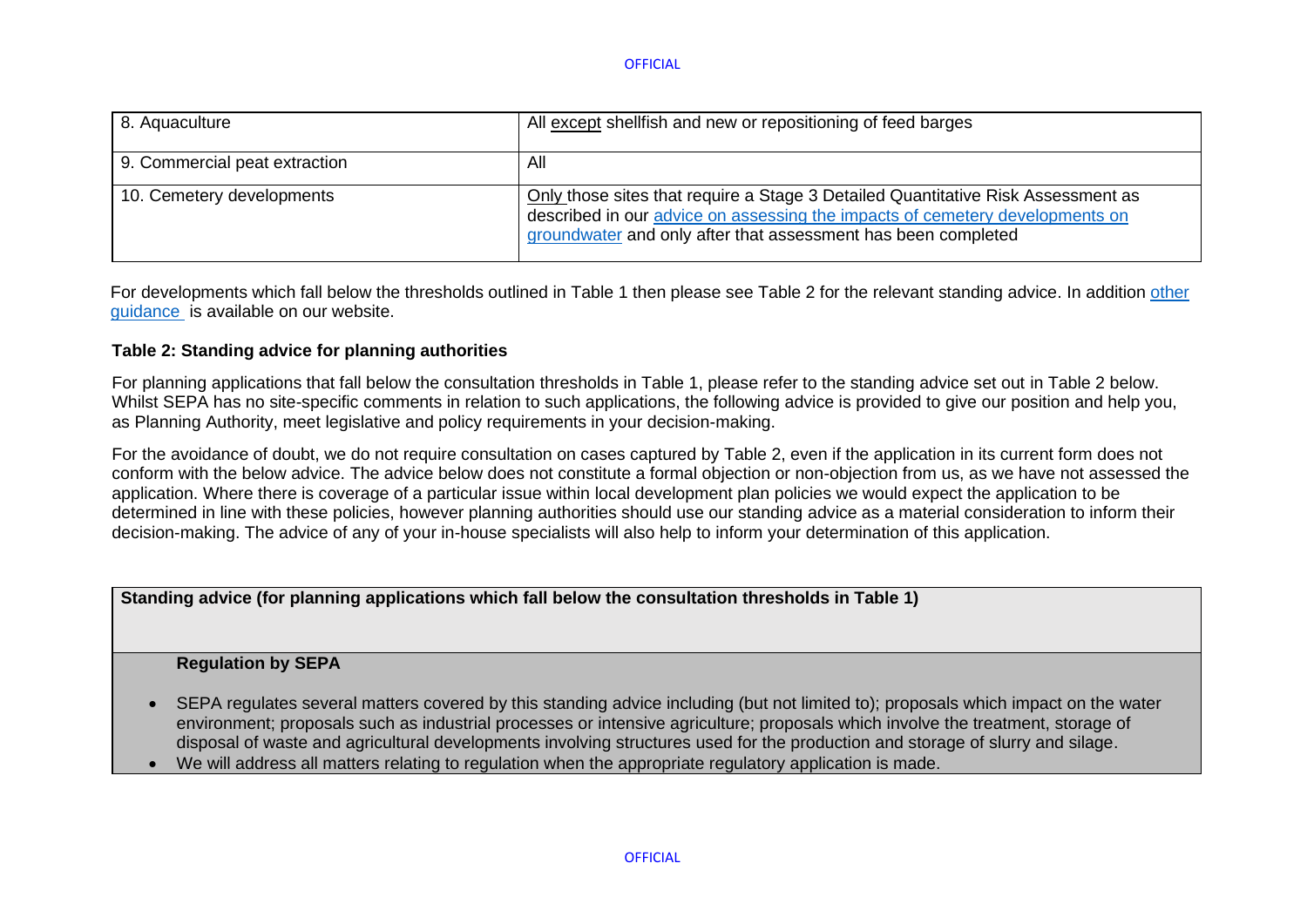| | |
|---|---|
| 8. Aquaculture | All except shellfish and new or repositioning of feed barges |
| 9. Commercial peat extraction | All |
| 10. Cemetery developments | Only those sites that require a Stage 3 Detailed Quantitative Risk Assessment as described in our advice on assessing the impacts of cemetery developments on groundwater and only after that assessment has been completed |

For developments which fall below the thresholds outlined in Table 1 then please see Table 2 for the relevant standing advice. In addition other guidance is available on our website.

**Table 2: Standing advice for planning authorities**

For planning applications that fall below the consultation thresholds in Table 1, please refer to the standing advice set out in Table 2 below. Whilst SEPA has no site-specific comments in relation to such applications, the following advice is provided to give our position and help you, as Planning Authority, meet legislative and policy requirements in your decision-making.

For the avoidance of doubt, we do not require consultation on cases captured by Table 2, even if the application in its current form does not conform with the below advice. The advice below does not constitute a formal objection or non-objection from us, as we have not assessed the application. Where there is coverage of a particular issue within local development plan policies we would expect the application to be determined in line with these policies, however planning authorities should use our standing advice as a material consideration to inform their decision-making. The advice of any of your in-house specialists will also help to inform your determination of this application.

| **Standing advice (for planning applications which fall below the consultation thresholds in Table 1)** |
|---|
| **Regulation by SEPA** |
| • SEPA regulates several matters covered by this standing advice including (but not limited to); proposals which impact on the water environment; proposals such as industrial processes or intensive agriculture; proposals which involve the treatment, storage of disposal of waste and agricultural developments involving structures used for the production and storage of slurry and silage.<br>• We will address all matters relating to regulation when the appropriate regulatory application is made. |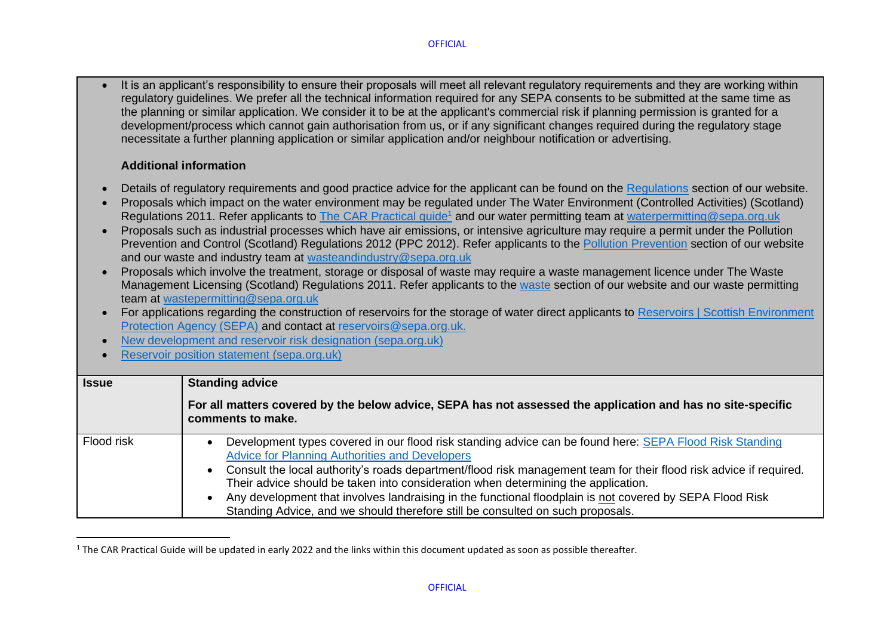- It is an applicant's responsibility to ensure their proposals will meet all relevant regulatory requirements and they are working within regulatory guidelines. We prefer all the technical information required for any SEPA consents to be submitted at the same time as the planning or similar application. We consider it to be at the applicant's commercial risk if planning permission is granted for a development/process which cannot gain authorisation from us, or if any significant changes required during the regulatory stage necessitate a further planning application or similar application and/or neighbour notification or advertising.

**Additional information**

- Details of regulatory requirements and good practice advice for the applicant can be found on the Regulations section of our website.
- Proposals which impact on the water environment may be regulated under The Water Environment (Controlled Activities) (Scotland) Regulations 2011. Refer applicants to The CAR Practical guide[1] and our water permitting team at waterpermitting@sepa.org.uk
- Proposals such as industrial processes which have air emissions, or intensive agriculture may require a permit under the Pollution Prevention and Control (Scotland) Regulations 2012 (PPC 2012). Refer applicants to the Pollution Prevention section of our website and our waste and industry team at wasteandindustry@sepa.org.uk
- Proposals which involve the treatment, storage or disposal of waste may require a waste management licence under The Waste Management Licensing (Scotland) Regulations 2011. Refer applicants to the waste section of our website and our waste permitting team at wastepermitting@sepa.org.uk
- For applications regarding the construction of reservoirs for the storage of water direct applicants to Reservoirs | Scottish Environment Protection Agency (SEPA) and contact at reservoirs@sepa.org.uk.
- New development and reservoir risk designation (sepa.org.uk)
- Reservoir position statement (sepa.org.uk)

| Issue | Standing advice<br><br>**For all matters covered by the below advice, SEPA has not assessed the application and has no site-specific comments to make.** |
|---|---|
| Flood risk | • Development types covered in our flood risk standing advice can be found here: SEPA Flood Risk Standing Advice for Planning Authorities and Developers<br>• Consult the local authority's roads department/flood risk management team for their flood risk advice if required. Their advice should be taken into consideration when determining the application.<br>• Any development that involves landraising in the functional floodplain is not covered by SEPA Flood Risk Standing Advice, and we should therefore still be consulted on such proposals. |

[1] The CAR Practical Guide will be updated in early 2022 and the links within this document updated as soon as possible thereafter.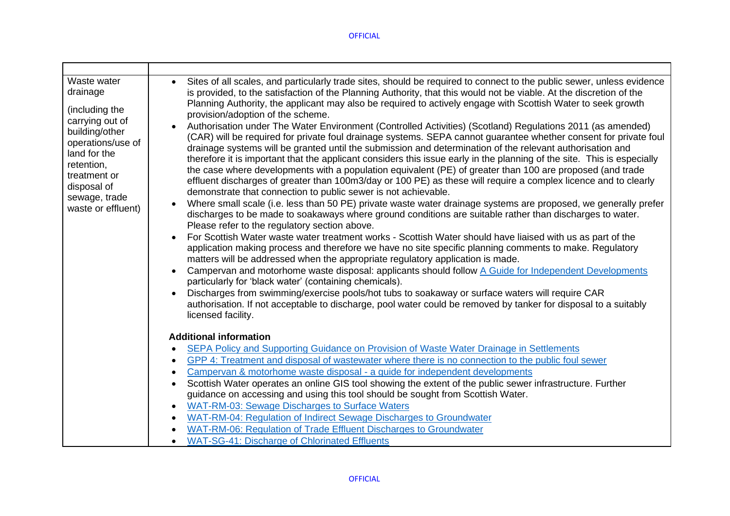| | |
|---|---|
| Waste water drainage<br><br>(including the carrying out of building/other operations/use of land for the retention, treatment or disposal of sewage, trade waste or effluent) | • Sites of all scales, and particularly trade sites, should be required to connect to the public sewer, unless evidence is provided, to the satisfaction of the Planning Authority, that this would not be viable. At the discretion of the Planning Authority, the applicant may also be required to actively engage with Scottish Water to seek growth provision/adoption of the scheme.<br>• Authorisation under The Water Environment (Controlled Activities) (Scotland) Regulations 2011 (as amended) (CAR) will be required for private foul drainage systems. SEPA cannot guarantee whether consent for private foul drainage systems will be granted until the submission and determination of the relevant authorisation and therefore it is important that the applicant considers this issue early in the planning of the site. This is especially the case where developments with a population equivalent (PE) of greater than 100 are proposed (and trade effluent discharges of greater than 100m3/day or 100 PE) as these will require a complex licence and to clearly demonstrate that connection to public sewer is not achievable.<br>• Where small scale (i.e. less than 50 PE) private waste water drainage systems are proposed, we generally prefer discharges to be made to soakaways where ground conditions are suitable rather than discharges to water. Please refer to the regulatory section above.<br>• For Scottish Water waste water treatment works - Scottish Water should have liaised with us as part of the application making process and therefore we have no site specific planning comments to make. Regulatory matters will be addressed when the appropriate regulatory application is made.<br>• Campervan and motorhome waste disposal: applicants should follow A Guide for Independent Developments particularly for 'black water' (containing chemicals).<br>• Discharges from swimming/exercise pools/hot tubs to soakaway or surface waters will require CAR authorisation. If not acceptable to discharge, pool water could be removed by tanker for disposal to a suitably licensed facility.<br><br>**Additional information**<br>• SEPA Policy and Supporting Guidance on Provision of Waste Water Drainage in Settlements<br>• GPP 4: Treatment and disposal of wastewater where there is no connection to the public foul sewer<br>• Campervan & motorhome waste disposal - a guide for independent developments<br>• Scottish Water operates an online GIS tool showing the extent of the public sewer infrastructure. Further guidance on accessing and using this tool should be sought from Scottish Water.<br>• WAT-RM-03: Sewage Discharges to Surface Waters<br>• WAT-RM-04: Regulation of Indirect Sewage Discharges to Groundwater<br>• WAT-RM-06: Regulation of Trade Effluent Discharges to Groundwater<br>• WAT-SG-41: Discharge of Chlorinated Effluents |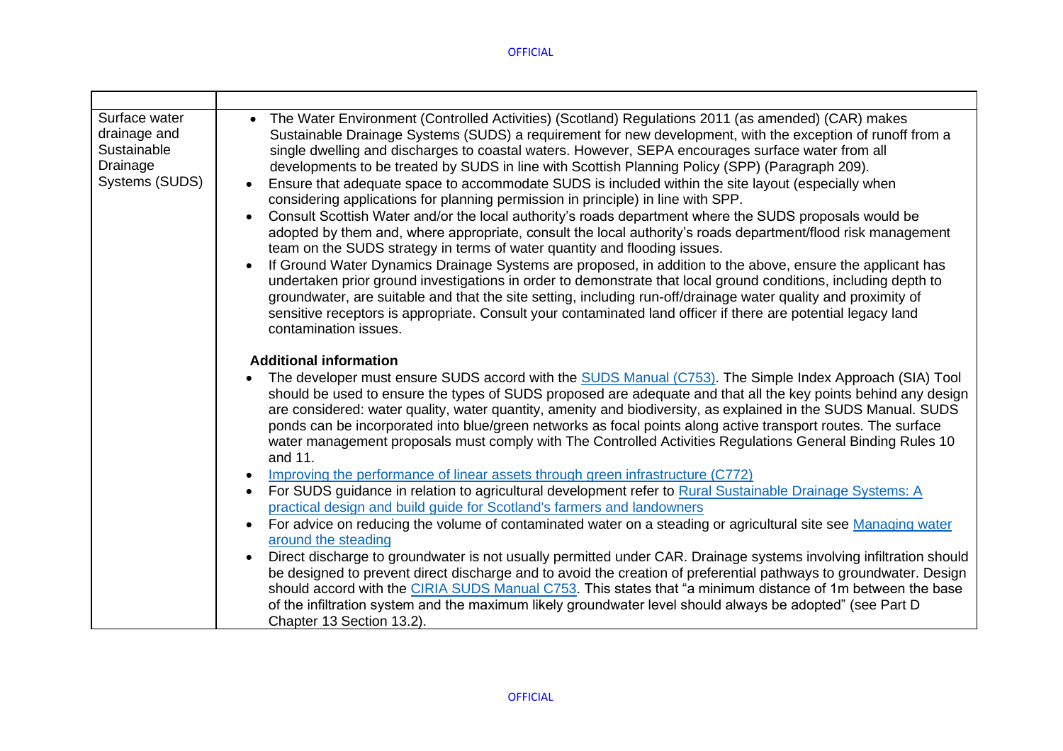| | |
|---|---|
| Surface water drainage and Sustainable Drainage Systems (SUDS) | • The Water Environment (Controlled Activities) (Scotland) Regulations 2011 (as amended) (CAR) makes Sustainable Drainage Systems (SUDS) a requirement for new development, with the exception of runoff from a single dwelling and discharges to coastal waters. However, SEPA encourages surface water from all developments to be treated by SUDS in line with Scottish Planning Policy (SPP) (Paragraph 209).<br>• Ensure that adequate space to accommodate SUDS is included within the site layout (especially when considering applications for planning permission in principle) in line with SPP.<br>• Consult Scottish Water and/or the local authority's roads department where the SUDS proposals would be adopted by them and, where appropriate, consult the local authority's roads department/flood risk management team on the SUDS strategy in terms of water quantity and flooding issues.<br>• If Ground Water Dynamics Drainage Systems are proposed, in addition to the above, ensure the applicant has undertaken prior ground investigations in order to demonstrate that local ground conditions, including depth to groundwater, are suitable and that the site setting, including run-off/drainage water quality and proximity of sensitive receptors is appropriate. Consult your contaminated land officer if there are potential legacy land contamination issues.<br><br>**Additional information**<br>• The developer must ensure SUDS accord with the SUDS Manual (C753). The Simple Index Approach (SIA) Tool should be used to ensure the types of SUDS proposed are adequate and that all the key points behind any design are considered: water quality, water quantity, amenity and biodiversity, as explained in the SUDS Manual. SUDS ponds can be incorporated into blue/green networks as focal points along active transport routes. The surface water management proposals must comply with The Controlled Activities Regulations General Binding Rules 10 and 11.<br>• Improving the performance of linear assets through green infrastructure (C772)<br>• For SUDS guidance in relation to agricultural development refer to Rural Sustainable Drainage Systems: A practical design and build guide for Scotland's farmers and landowners<br>• For advice on reducing the volume of contaminated water on a steading or agricultural site see Managing water around the steading<br>• Direct discharge to groundwater is not usually permitted under CAR. Drainage systems involving infiltration should be designed to prevent direct discharge and to avoid the creation of preferential pathways to groundwater. Design should accord with the CIRIA SUDS Manual C753. This states that "a minimum distance of 1m between the base of the infiltration system and the maximum likely groundwater level should always be adopted" (see Part D Chapter 13 Section 13.2). |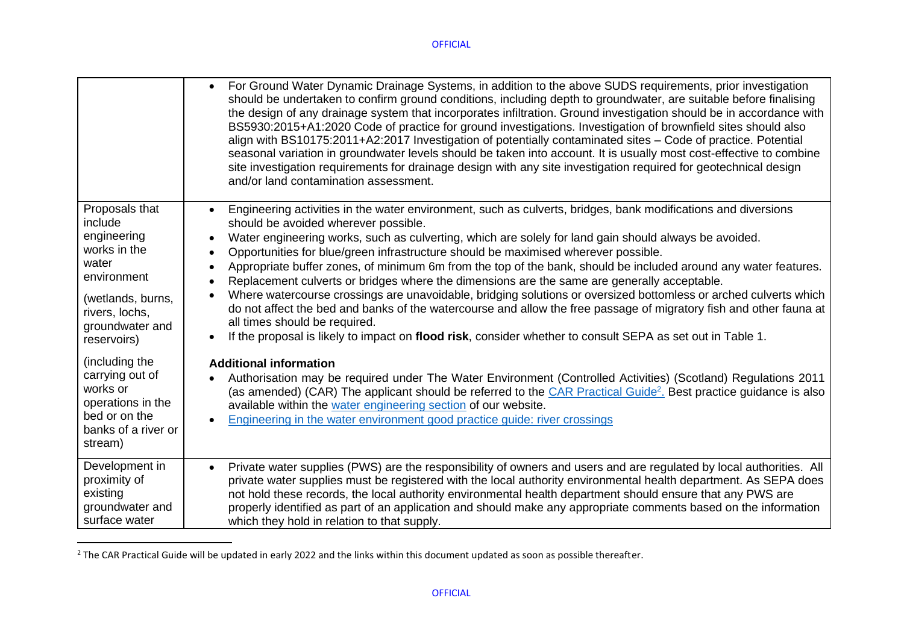| | |
|---|---|
| | • For Ground Water Dynamic Drainage Systems, in addition to the above SUDS requirements, prior investigation should be undertaken to confirm ground conditions, including depth to groundwater, are suitable before finalising the design of any drainage system that incorporates infiltration. Ground investigation should be in accordance with BS5930:2015+A1:2020 Code of practice for ground investigations. Investigation of brownfield sites should also align with BS10175:2011+A2:2017 Investigation of potentially contaminated sites – Code of practice. Potential seasonal variation in groundwater levels should be taken into account. It is usually most cost-effective to combine site investigation requirements for drainage design with any site investigation required for geotechnical design and/or land contamination assessment. |
| Proposals that include engineering works in the water environment<br><br>(wetlands, burns, rivers, lochs, groundwater and reservoirs)<br><br>(including the carrying out of works or operations in the bed or on the banks of a river or stream) | • Engineering activities in the water environment, such as culverts, bridges, bank modifications and diversions should be avoided wherever possible.<br>• Water engineering works, such as culverting, which are solely for land gain should always be avoided.<br>• Opportunities for blue/green infrastructure should be maximised wherever possible.<br>• Appropriate buffer zones, of minimum 6m from the top of the bank, should be included around any water features.<br>• Replacement culverts or bridges where the dimensions are the same are generally acceptable.<br>• Where watercourse crossings are unavoidable, bridging solutions or oversized bottomless or arched culverts which do not affect the bed and banks of the watercourse and allow the free passage of migratory fish and other fauna at all times should be required.<br>• If the proposal is likely to impact on **flood risk**, consider whether to consult SEPA as set out in Table 1.<br><br>**Additional information**<br>• Authorisation may be required under The Water Environment (Controlled Activities) (Scotland) Regulations 2011 (as amended) (CAR) The applicant should be referred to the CAR Practical Guide[2]. Best practice guidance is also available within the water engineering section of our website.<br>• Engineering in the water environment good practice guide: river crossings |
| Development in proximity of existing groundwater and surface water | • Private water supplies (PWS) are the responsibility of owners and users and are regulated by local authorities. All private water supplies must be registered with the local authority environmental health department. As SEPA does not hold these records, the local authority environmental health department should ensure that any PWS are properly identified as part of an application and should make any appropriate comments based on the information which they hold in relation to that supply. |

[2] The CAR Practical Guide will be updated in early 2022 and the links within this document updated as soon as possible thereafter.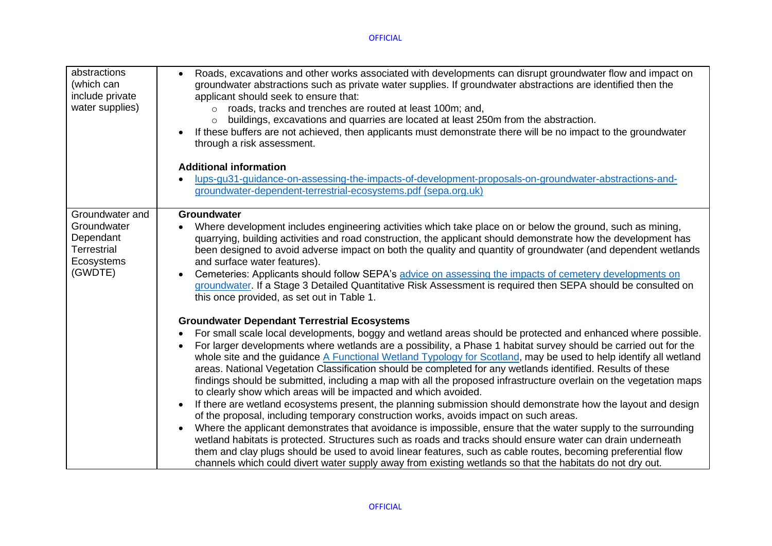| | |
|---|---|
| abstractions (which can include private water supplies) | • Roads, excavations and other works associated with developments can disrupt groundwater flow and impact on groundwater abstractions such as private water supplies. If groundwater abstractions are identified then the applicant should seek to ensure that:<br>  ○ roads, tracks and trenches are routed at least 100m; and,<br>  ○ buildings, excavations and quarries are located at least 250m from the abstraction.<br>• If these buffers are not achieved, then applicants must demonstrate there will be no impact to the groundwater through a risk assessment.<br><br>**Additional information**<br>• [lups-gu31-guidance-on-assessing-the-impacts-of-development-proposals-on-groundwater-abstractions-and-groundwater-dependent-terrestrial-ecosystems.pdf (sepa.org.uk)] |
| Groundwater and Groundwater Dependant Terrestrial Ecosystems (GWDTE) | **Groundwater**<br>• Where development includes engineering activities which take place on or below the ground, such as mining, quarrying, building activities and road construction, the applicant should demonstrate how the development has been designed to avoid adverse impact on both the quality and quantity of groundwater (and dependent wetlands and surface water features).<br>• Cemeteries: Applicants should follow SEPA's advice on assessing the impacts of cemetery developments on groundwater. If a Stage 3 Detailed Quantitative Risk Assessment is required then SEPA should be consulted on this once provided, as set out in Table 1.<br><br>**Groundwater Dependant Terrestrial Ecosystems**<br>• For small scale local developments, boggy and wetland areas should be protected and enhanced where possible.<br>• For larger developments where wetlands are a possibility, a Phase 1 habitat survey should be carried out for the whole site and the guidance A Functional Wetland Typology for Scotland, may be used to help identify all wetland areas. National Vegetation Classification should be completed for any wetlands identified. Results of these findings should be submitted, including a map with all the proposed infrastructure overlain on the vegetation maps to clearly show which areas will be impacted and which avoided.<br>• If there are wetland ecosystems present, the planning submission should demonstrate how the layout and design of the proposal, including temporary construction works, avoids impact on such areas.<br>• Where the applicant demonstrates that avoidance is impossible, ensure that the water supply to the surrounding wetland habitats is protected. Structures such as roads and tracks should ensure water can drain underneath them and clay plugs should be used to avoid linear features, such as cable routes, becoming preferential flow channels which could divert water supply away from existing wetlands so that the habitats do not dry out. |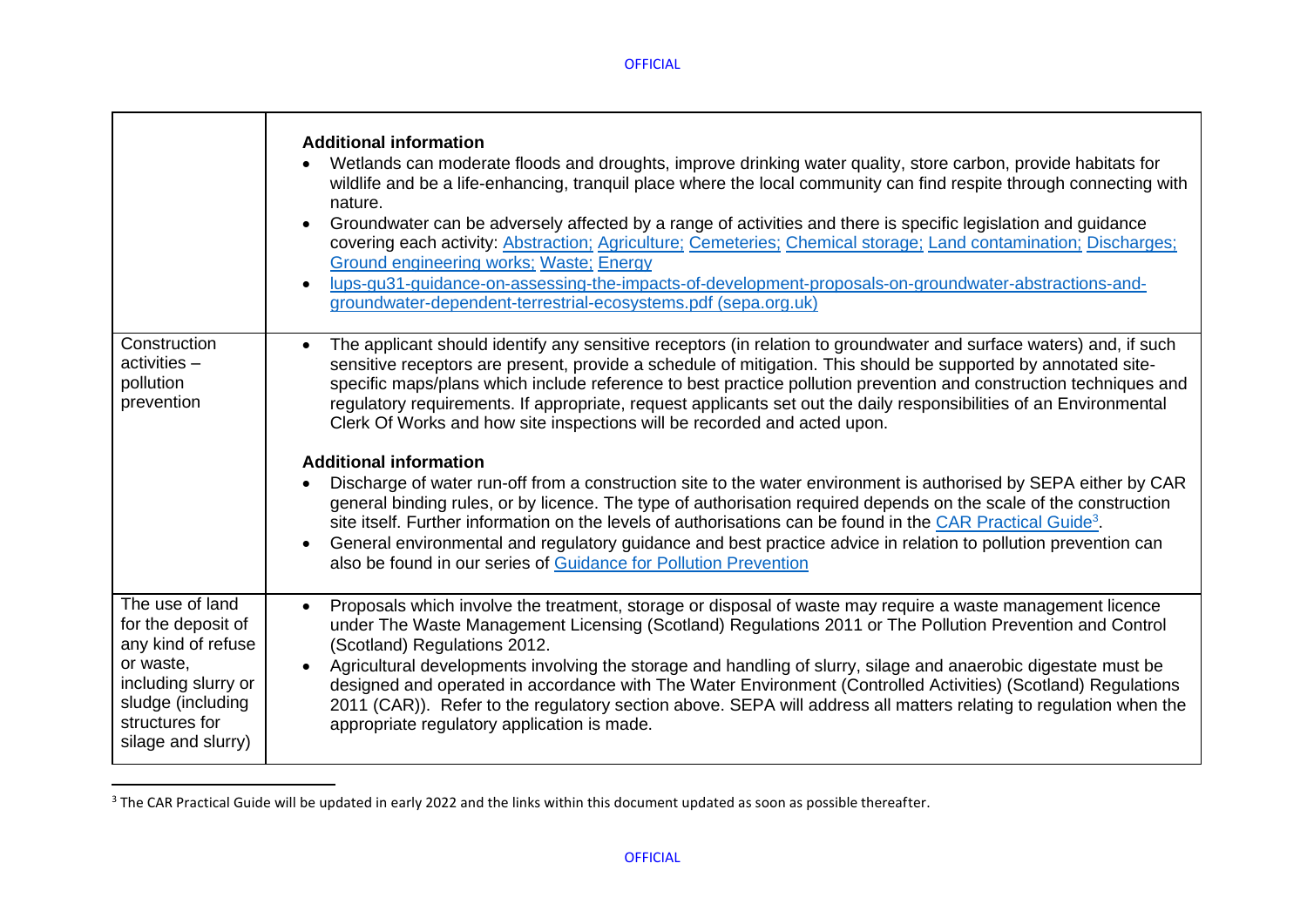| | |
|---|---|
| | **Additional information**<br>• Wetlands can moderate floods and droughts, improve drinking water quality, store carbon, provide habitats for wildlife and be a life-enhancing, tranquil place where the local community can find respite through connecting with nature.<br>• Groundwater can be adversely affected by a range of activities and there is specific legislation and guidance covering each activity: Abstraction; Agriculture; Cemeteries; Chemical storage; Land contamination; Discharges; Ground engineering works; Waste; Energy<br>• lups-gu31-guidance-on-assessing-the-impacts-of-development-proposals-on-groundwater-abstractions-and-groundwater-dependent-terrestrial-ecosystems.pdf (sepa.org.uk) |
| Construction activities – pollution prevention | • The applicant should identify any sensitive receptors (in relation to groundwater and surface waters) and, if such sensitive receptors are present, provide a schedule of mitigation. This should be supported by annotated site-specific maps/plans which include reference to best practice pollution prevention and construction techniques and regulatory requirements. If appropriate, request applicants set out the daily responsibilities of an Environmental Clerk Of Works and how site inspections will be recorded and acted upon.<br><br>**Additional information**<br>• Discharge of water run-off from a construction site to the water environment is authorised by SEPA either by CAR general binding rules, or by licence. The type of authorisation required depends on the scale of the construction site itself. Further information on the levels of authorisations can be found in the CAR Practical Guide[3].<br>• General environmental and regulatory guidance and best practice advice in relation to pollution prevention can also be found in our series of Guidance for Pollution Prevention |
| The use of land for the deposit of any kind of refuse or waste, including slurry or sludge (including structures for silage and slurry) | • Proposals which involve the treatment, storage or disposal of waste may require a waste management licence under The Waste Management Licensing (Scotland) Regulations 2011 or The Pollution Prevention and Control (Scotland) Regulations 2012.<br>• Agricultural developments involving the storage and handling of slurry, silage and anaerobic digestate must be designed and operated in accordance with The Water Environment (Controlled Activities) (Scotland) Regulations 2011 (CAR)). Refer to the regulatory section above. SEPA will address all matters relating to regulation when the appropriate regulatory application is made. |

[3] The CAR Practical Guide will be updated in early 2022 and the links within this document updated as soon as possible thereafter.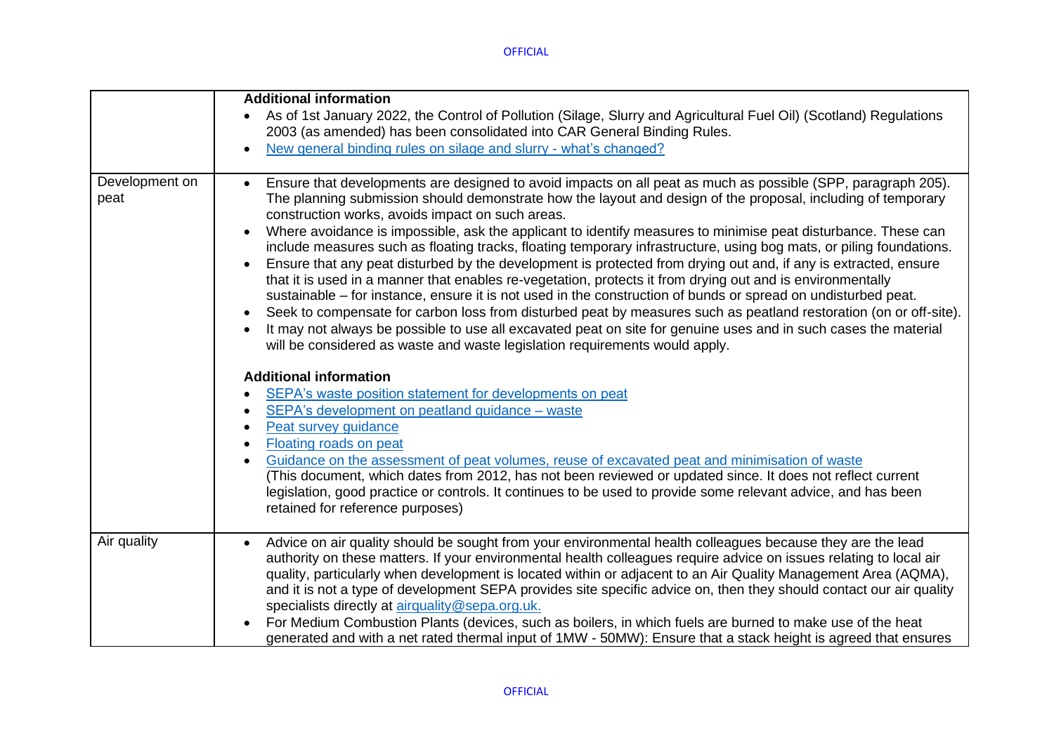| | |
|---|---|
| | **Additional information**<br>• As of 1st January 2022, the Control of Pollution (Silage, Slurry and Agricultural Fuel Oil) (Scotland) Regulations 2003 (as amended) has been consolidated into CAR General Binding Rules.<br>• New general binding rules on silage and slurry - what's changed? |
| Development on peat | • Ensure that developments are designed to avoid impacts on all peat as much as possible (SPP, paragraph 205). The planning submission should demonstrate how the layout and design of the proposal, including of temporary construction works, avoids impact on such areas.<br>• Where avoidance is impossible, ask the applicant to identify measures to minimise peat disturbance. These can include measures such as floating tracks, floating temporary infrastructure, using bog mats, or piling foundations.<br>• Ensure that any peat disturbed by the development is protected from drying out and, if any is extracted, ensure that it is used in a manner that enables re-vegetation, protects it from drying out and is environmentally sustainable – for instance, ensure it is not used in the construction of bunds or spread on undisturbed peat.<br>• Seek to compensate for carbon loss from disturbed peat by measures such as peatland restoration (on or off-site).<br>• It may not always be possible to use all excavated peat on site for genuine uses and in such cases the material will be considered as waste and waste legislation requirements would apply.<br><br>**Additional information**<br>• SEPA's waste position statement for developments on peat<br>• SEPA's development on peatland guidance – waste<br>• Peat survey guidance<br>• Floating roads on peat<br>• Guidance on the assessment of peat volumes, reuse of excavated peat and minimisation of waste<br>(This document, which dates from 2012, has not been reviewed or updated since. It does not reflect current legislation, good practice or controls. It continues to be used to provide some relevant advice, and has been retained for reference purposes) |
| Air quality | • Advice on air quality should be sought from your environmental health colleagues because they are the lead authority on these matters. If your environmental health colleagues require advice on issues relating to local air quality, particularly when development is located within or adjacent to an Air Quality Management Area (AQMA), and it is not a type of development SEPA provides site specific advice on, then they should contact our air quality specialists directly at airquality@sepa.org.uk.<br>• For Medium Combustion Plants (devices, such as boilers, in which fuels are burned to make use of the heat generated and with a net rated thermal input of 1MW - 50MW): Ensure that a stack height is agreed that ensures |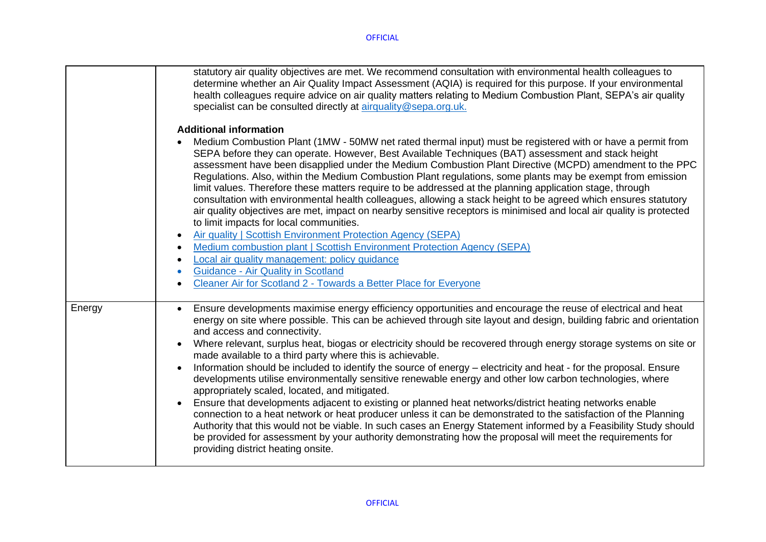| | |
|---|---|
| | statutory air quality objectives are met. We recommend consultation with environmental health colleagues to determine whether an Air Quality Impact Assessment (AQIA) is required for this purpose. If your environmental health colleagues require advice on air quality matters relating to Medium Combustion Plant, SEPA's air quality specialist can be consulted directly at [airquality@sepa.org.uk.](mailto:airquality@sepa.org.uk)<br><br>**Additional information**<br>• Medium Combustion Plant (1MW - 50MW net rated thermal input) must be registered with or have a permit from SEPA before they can operate. However, Best Available Techniques (BAT) assessment and stack height assessment have been disapplied under the Medium Combustion Plant Directive (MCPD) amendment to the PPC Regulations. Also, within the Medium Combustion Plant regulations, some plants may be exempt from emission limit values. Therefore these matters require to be addressed at the planning application stage, through consultation with environmental health colleagues, allowing a stack height to be agreed which ensures statutory air quality objectives are met, impact on nearby sensitive receptors is minimised and local air quality is protected to limit impacts for local communities.<br>• Air quality \| Scottish Environment Protection Agency (SEPA)<br>• Medium combustion plant \| Scottish Environment Protection Agency (SEPA)<br>• Local air quality management: policy guidance<br>• Guidance - Air Quality in Scotland<br>• Cleaner Air for Scotland 2 - Towards a Better Place for Everyone |
| Energy | • Ensure developments maximise energy efficiency opportunities and encourage the reuse of electrical and heat energy on site where possible. This can be achieved through site layout and design, building fabric and orientation and access and connectivity.<br>• Where relevant, surplus heat, biogas or electricity should be recovered through energy storage systems on site or made available to a third party where this is achievable.<br>• Information should be included to identify the source of energy – electricity and heat - for the proposal. Ensure developments utilise environmentally sensitive renewable energy and other low carbon technologies, where appropriately scaled, located, and mitigated.<br>• Ensure that developments adjacent to existing or planned heat networks/district heating networks enable connection to a heat network or heat producer unless it can be demonstrated to the satisfaction of the Planning Authority that this would not be viable. In such cases an Energy Statement informed by a Feasibility Study should be provided for assessment by your authority demonstrating how the proposal will meet the requirements for providing district heating onsite. |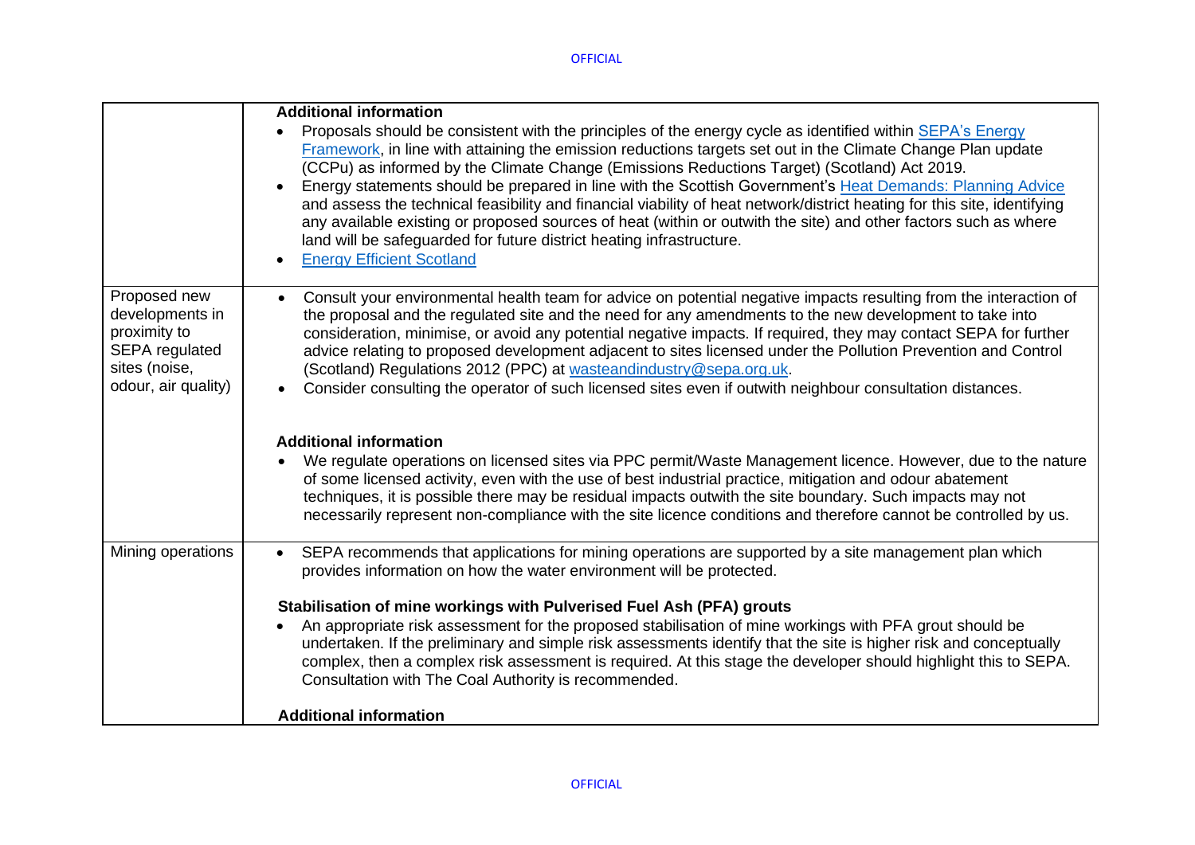| | |
|---|---|
| | **Additional information**<br>• Proposals should be consistent with the principles of the energy cycle as identified within SEPA's Energy Framework, in line with attaining the emission reductions targets set out in the Climate Change Plan update (CCPu) as informed by the Climate Change (Emissions Reductions Target) (Scotland) Act 2019.<br>• Energy statements should be prepared in line with the Scottish Government's Heat Demands: Planning Advice and assess the technical feasibility and financial viability of heat network/district heating for this site, identifying any available existing or proposed sources of heat (within or outwith the site) and other factors such as where land will be safeguarded for future district heating infrastructure.<br>• Energy Efficient Scotland |
| Proposed new developments in proximity to SEPA regulated sites (noise, odour, air quality) | • Consult your environmental health team for advice on potential negative impacts resulting from the interaction of the proposal and the regulated site and the need for any amendments to the new development to take into consideration, minimise, or avoid any potential negative impacts. If required, they may contact SEPA for further advice relating to proposed development adjacent to sites licensed under the Pollution Prevention and Control (Scotland) Regulations 2012 (PPC) at wasteandindustry@sepa.org.uk.<br>• Consider consulting the operator of such licensed sites even if outwith neighbour consultation distances.<br><br>**Additional information**<br>• We regulate operations on licensed sites via PPC permit/Waste Management licence. However, due to the nature of some licensed activity, even with the use of best industrial practice, mitigation and odour abatement techniques, it is possible there may be residual impacts outwith the site boundary. Such impacts may not necessarily represent non-compliance with the site licence conditions and therefore cannot be controlled by us. |
| Mining operations | • SEPA recommends that applications for mining operations are supported by a site management plan which provides information on how the water environment will be protected.<br><br>**Stabilisation of mine workings with Pulverised Fuel Ash (PFA) grouts**<br>• An appropriate risk assessment for the proposed stabilisation of mine workings with PFA grout should be undertaken. If the preliminary and simple risk assessments identify that the site is higher risk and conceptually complex, then a complex risk assessment is required. At this stage the developer should highlight this to SEPA. Consultation with The Coal Authority is recommended.<br><br>**Additional information** |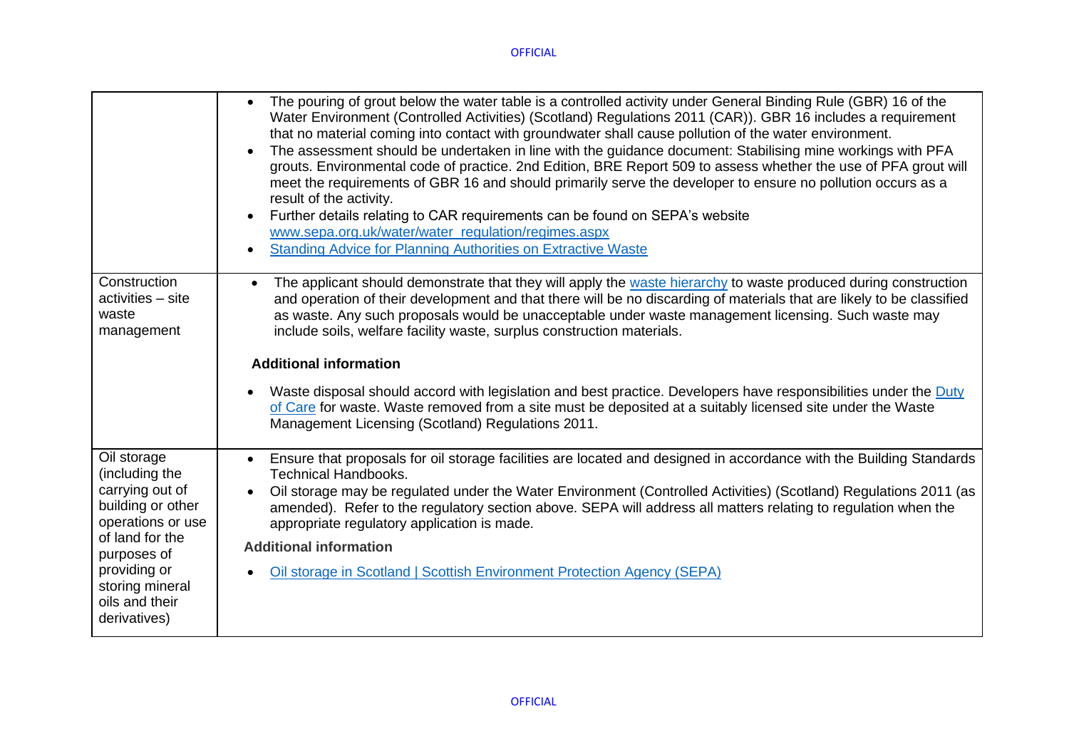| | |
|---|---|
| | • The pouring of grout below the water table is a controlled activity under General Binding Rule (GBR) 16 of the Water Environment (Controlled Activities) (Scotland) Regulations 2011 (CAR)). GBR 16 includes a requirement that no material coming into contact with groundwater shall cause pollution of the water environment.<br>• The assessment should be undertaken in line with the guidance document: Stabilising mine workings with PFA grouts. Environmental code of practice. 2nd Edition, BRE Report 509 to assess whether the use of PFA grout will meet the requirements of GBR 16 and should primarily serve the developer to ensure no pollution occurs as a result of the activity.<br>• Further details relating to CAR requirements can be found on SEPA's website www.sepa.org.uk/water/water_regulation/regimes.aspx<br>• Standing Advice for Planning Authorities on Extractive Waste |
| Construction activities – site waste management | • The applicant should demonstrate that they will apply the waste hierarchy to waste produced during construction and operation of their development and that there will be no discarding of materials that are likely to be classified as waste. Any such proposals would be unacceptable under waste management licensing. Such waste may include soils, welfare facility waste, surplus construction materials.<br><br>**Additional information**<br><br>• Waste disposal should accord with legislation and best practice. Developers have responsibilities under the Duty of Care for waste. Waste removed from a site must be deposited at a suitably licensed site under the Waste Management Licensing (Scotland) Regulations 2011. |
| Oil storage (including the carrying out of building or other operations or use of land for the purposes of providing or storing mineral oils and their derivatives) | • Ensure that proposals for oil storage facilities are located and designed in accordance with the Building Standards Technical Handbooks.<br>• Oil storage may be regulated under the Water Environment (Controlled Activities) (Scotland) Regulations 2011 (as amended). Refer to the regulatory section above. SEPA will address all matters relating to regulation when the appropriate regulatory application is made.<br><br>**Additional information**<br><br>• Oil storage in Scotland \| Scottish Environment Protection Agency (SEPA) |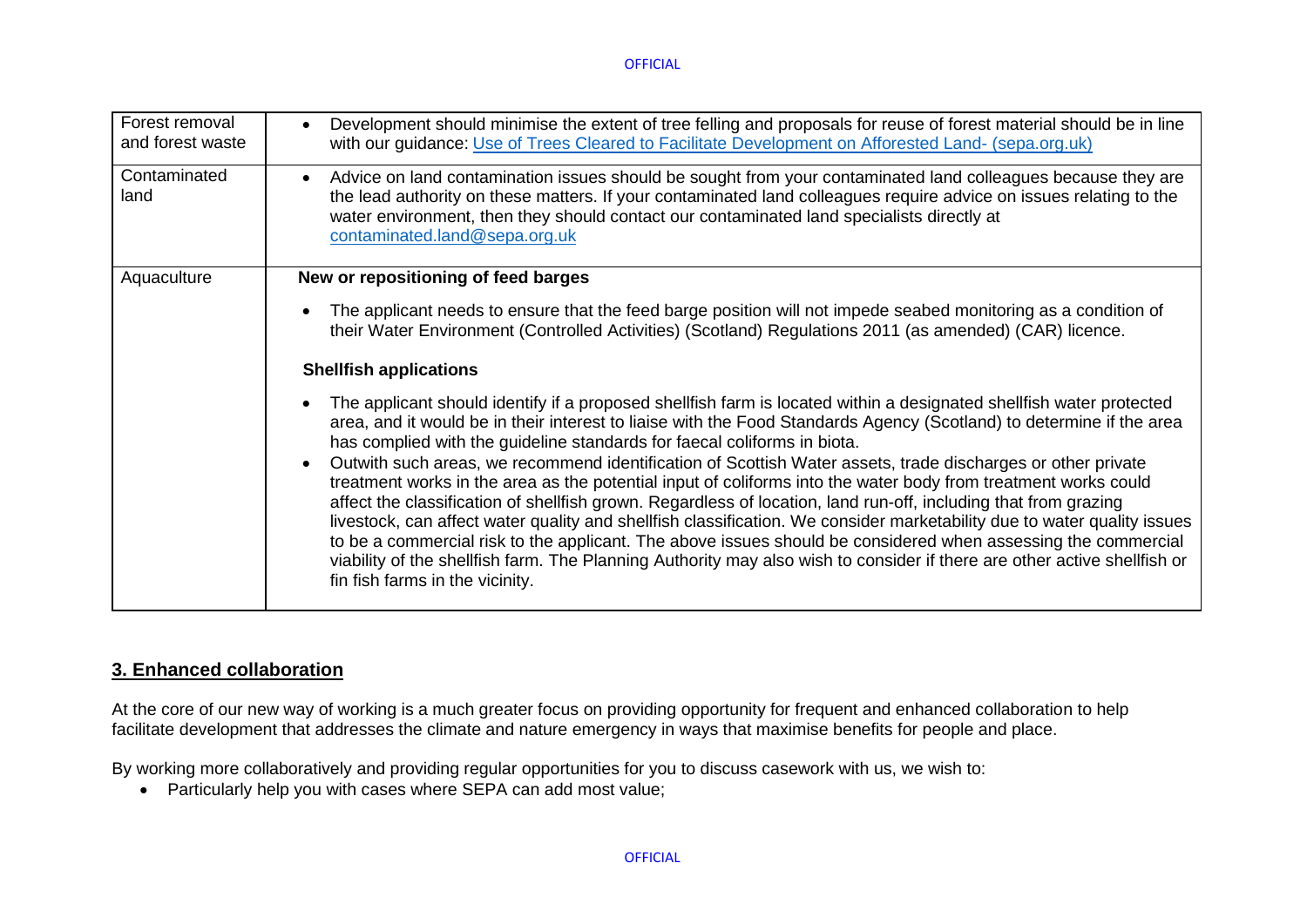| | |
|---|---|
| Forest removal and forest waste | • Development should minimise the extent of tree felling and proposals for reuse of forest material should be in line with our guidance: [Use of Trees Cleared to Facilitate Development on Afforested Land- (sepa.org.uk)](sepa.org.uk) |
| Contaminated land | • Advice on land contamination issues should be sought from your contaminated land colleagues because they are the lead authority on these matters. If your contaminated land colleagues require advice on issues relating to the water environment, then they should contact our contaminated land specialists directly at [contaminated.land@sepa.org.uk](mailto:contaminated.land@sepa.org.uk) |
| Aquaculture | **New or repositioning of feed barges**<br><br>• The applicant needs to ensure that the feed barge position will not impede seabed monitoring as a condition of their Water Environment (Controlled Activities) (Scotland) Regulations 2011 (as amended) (CAR) licence.<br><br>**Shellfish applications**<br><br>• The applicant should identify if a proposed shellfish farm is located within a designated shellfish water protected area, and it would be in their interest to liaise with the Food Standards Agency (Scotland) to determine if the area has complied with the guideline standards for faecal coliforms in biota.<br>• Outwith such areas, we recommend identification of Scottish Water assets, trade discharges or other private treatment works in the area as the potential input of coliforms into the water body from treatment works could affect the classification of shellfish grown. Regardless of location, land run-off, including that from grazing livestock, can affect water quality and shellfish classification. We consider marketability due to water quality issues to be a commercial risk to the applicant. The above issues should be considered when assessing the commercial viability of the shellfish farm. The Planning Authority may also wish to consider if there are other active shellfish or fin fish farms in the vicinity. |

## 3. Enhanced collaboration

At the core of our new way of working is a much greater focus on providing opportunity for frequent and enhanced collaboration to help facilitate development that addresses the climate and nature emergency in ways that maximise benefits for people and place.

By working more collaboratively and providing regular opportunities for you to discuss casework with us, we wish to:

- Particularly help you with cases where SEPA can add most value;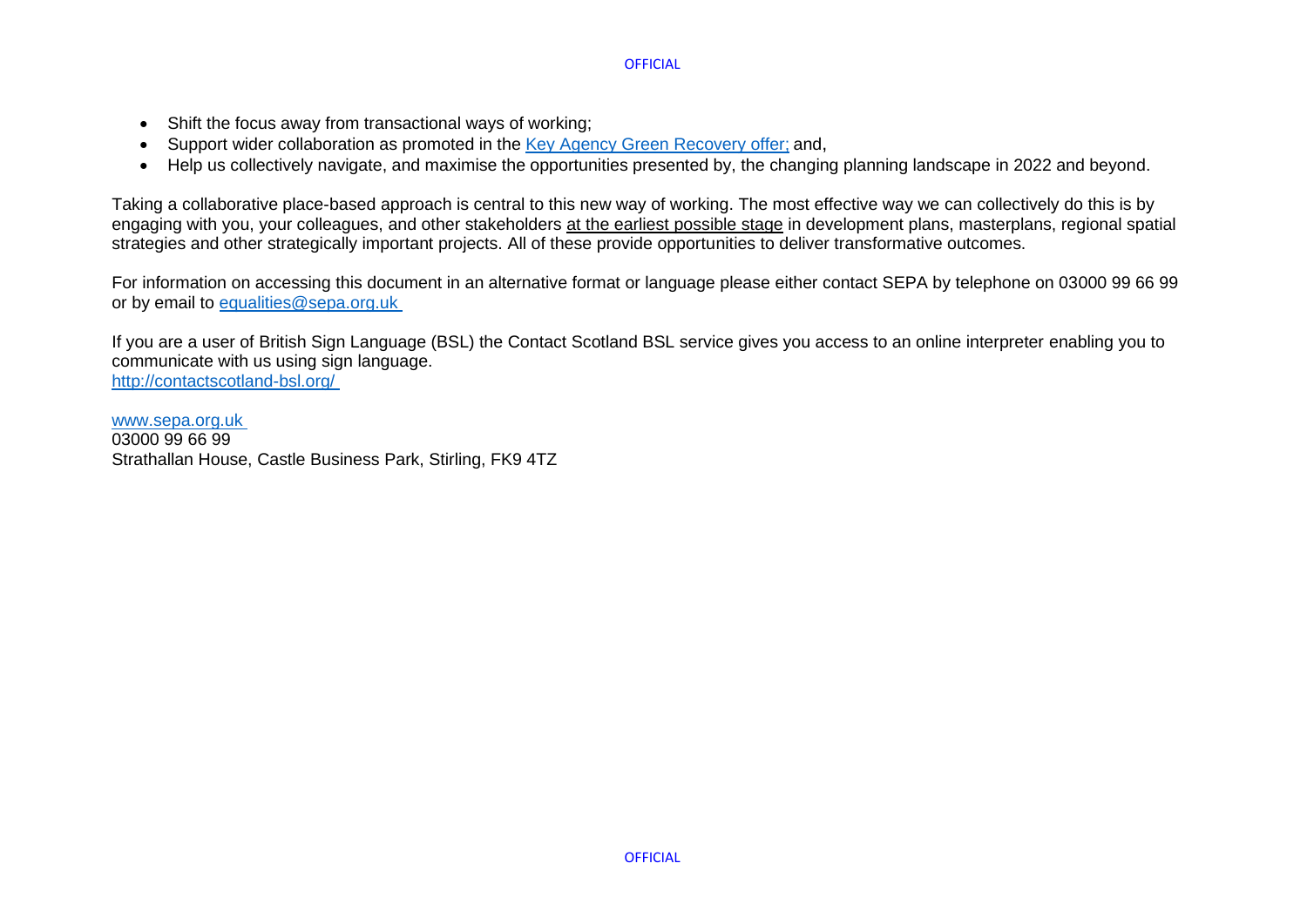- Shift the focus away from transactional ways of working;
- Support wider collaboration as promoted in the Key Agency Green Recovery offer; and,
- Help us collectively navigate, and maximise the opportunities presented by, the changing planning landscape in 2022 and beyond.

Taking a collaborative place-based approach is central to this new way of working. The most effective way we can collectively do this is by engaging with you, your colleagues, and other stakeholders at the earliest possible stage in development plans, masterplans, regional spatial strategies and other strategically important projects. All of these provide opportunities to deliver transformative outcomes.

For information on accessing this document in an alternative format or language please either contact SEPA by telephone on 03000 99 66 99 or by email to equalities@sepa.org.uk

If you are a user of British Sign Language (BSL) the Contact Scotland BSL service gives you access to an online interpreter enabling you to communicate with us using sign language.
http://contactscotland-bsl.org/

www.sepa.org.uk
03000 99 66 99
Strathallan House, Castle Business Park, Stirling, FK9 4TZ